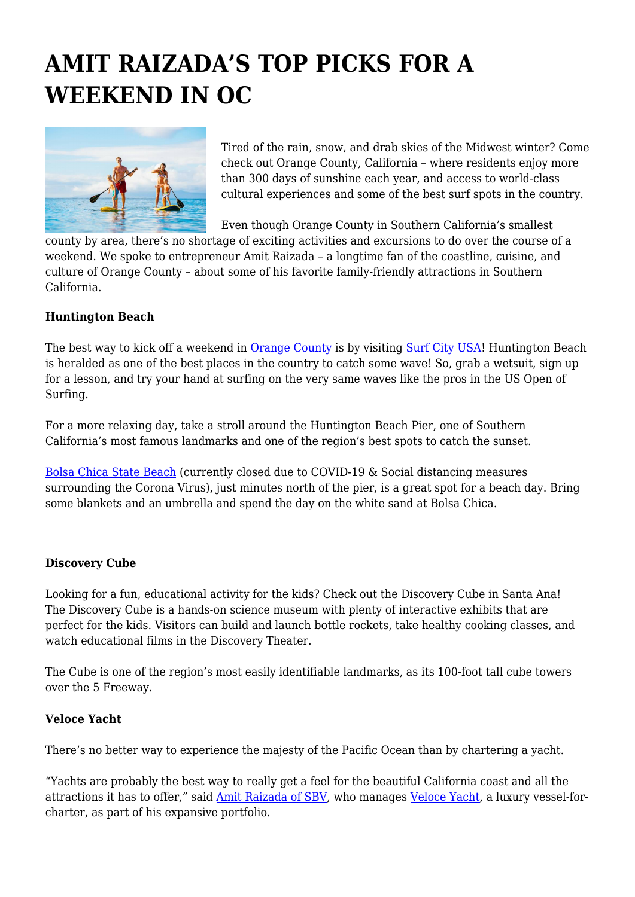# AMIT RAIZADA'S TOP PICKS FOR A WEEKEND IN OC

Tired of the rain, snow, and drab skies of the Midwest winter? Come check out Orange County, California – where residents enjoy more than 300 days of sunshine each year, and access to world-class cultural experiences and some of the best surf spots in the country.

Even though Orange County in Southern California's smallest county by area, there's no shortage of exciting activities and excursions to do over the course of a weekend. We spoke to entrepreneur Amit Raizada – a longtime fan of the coastline, cuisine, and culture of Orange County – about some of his favorite family-friendly attractions in Southern California.

**Huntington Beach**

The best way to kick off a weekend in Orange County is by visiting Surf City USA! Huntington Beach is heralded as one of the best places in the country to catch some wave! So, grab a wetsuit, sign up for a lesson, and try your hand at surfing on the very same waves like the pros in the US Open of Surfing.

For a more relaxing day, take a stroll around the Huntington Beach Pier, one of Southern California's most famous landmarks and one of the region's best spots to catch the sunset.

Bolsa Chica State Beach (currently closed due to COVID-19 & Social distancing measures surrounding the Corona Virus), just minutes north of the pier, is a great spot for a beach day. Bring some blankets and an umbrella and spend the day on the white sand at Bolsa Chica.

**Discovery Cube**

Looking for a fun, educational activity for the kids? Check out the Discovery Cube in Santa Ana! The Discovery Cube is a hands-on science museum with plenty of interactive exhibits that are perfect for the kids. Visitors can build and launch bottle rockets, take healthy cooking classes, and watch educational films in the Discovery Theater.

The Cube is one of the region's most easily identifiable landmarks, as its 100-foot tall cube towers over the 5 Freeway.

**Veloce Yacht**

There's no better way to experience the majesty of the Pacific Ocean than by chartering a yacht.

"Yachts are probably the best way to really get a feel for the beautiful California coast and all the attractions it has to offer," said Amit Raizada of SBV, who manages Veloce Yacht, a luxury vessel-for-charter, as part of his expansive portfolio.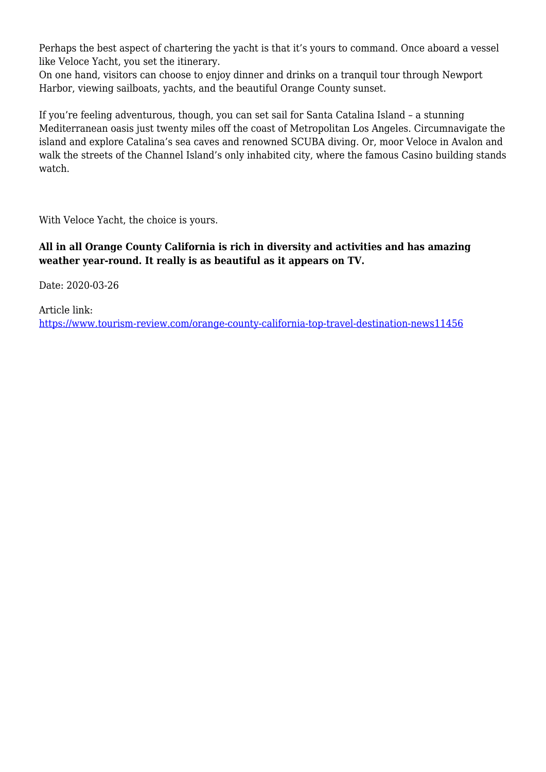Perhaps the best aspect of chartering the yacht is that it's yours to command. Once aboard a vessel like Veloce Yacht, you set the itinerary.
On one hand, visitors can choose to enjoy dinner and drinks on a tranquil tour through Newport Harbor, viewing sailboats, yachts, and the beautiful Orange County sunset.

If you're feeling adventurous, though, you can set sail for Santa Catalina Island – a stunning Mediterranean oasis just twenty miles off the coast of Metropolitan Los Angeles. Circumnavigate the island and explore Catalina's sea caves and renowned SCUBA diving. Or, moor Veloce in Avalon and walk the streets of the Channel Island's only inhabited city, where the famous Casino building stands watch.

With Veloce Yacht, the choice is yours.

**All in all Orange County California is rich in diversity and activities and has amazing weather year-round. It really is as beautiful as it appears on TV.**

Date: 2020-03-26

Article link:
https://www.tourism-review.com/orange-county-california-top-travel-destination-news11456